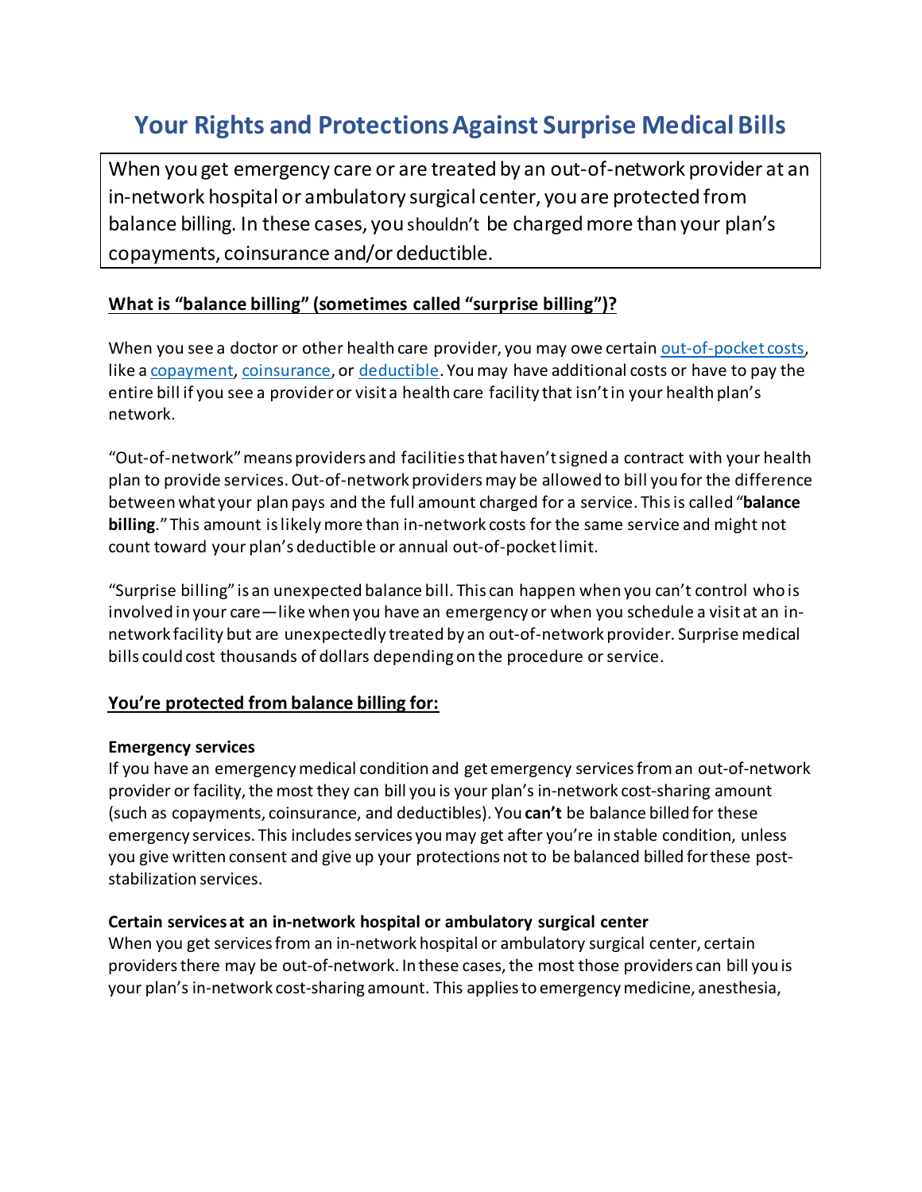# Your Rights and Protections Against Surprise Medical Bills

When you get emergency care or are treated by an out-of-network provider at an in-network hospital or ambulatory surgical center, you are protected from balance billing. In these cases, you shouldn't be charged more than your plan's copayments, coinsurance and/or deductible.

## What is "balance billing" (sometimes called "surprise billing")?

When you see a doctor or other health care provider, you may owe certain out-of-pocket costs, like a copayment, coinsurance, or deductible. You may have additional costs or have to pay the entire bill if you see a provider or visit a health care facility that isn't in your health plan's network.

"Out-of-network" means providers and facilities that haven't signed a contract with your health plan to provide services. Out-of-network providers may be allowed to bill you for the difference between what your plan pays and the full amount charged for a service. This is called "**balance billing**." This amount is likely more than in-network costs for the same service and might not count toward your plan's deductible or annual out-of-pocket limit.

"Surprise billing" is an unexpected balance bill. This can happen when you can't control who is involved in your care—like when you have an emergency or when you schedule a visit at an in-network facility but are unexpectedly treated by an out-of-network provider. Surprise medical bills could cost thousands of dollars depending on the procedure or service.

## You're protected from balance billing for:

### Emergency services

If you have an emergency medical condition and get emergency services from an out-of-network provider or facility, the most they can bill you is your plan's in-network cost-sharing amount (such as copayments, coinsurance, and deductibles). You **can't** be balance billed for these emergency services. This includes services you may get after you're in stable condition, unless you give written consent and give up your protections not to be balanced billed for these post-stabilization services.

### Certain services at an in-network hospital or ambulatory surgical center

When you get services from an in-network hospital or ambulatory surgical center, certain providers there may be out-of-network. In these cases, the most those providers can bill you is your plan's in-network cost-sharing amount. This applies to emergency medicine, anesthesia,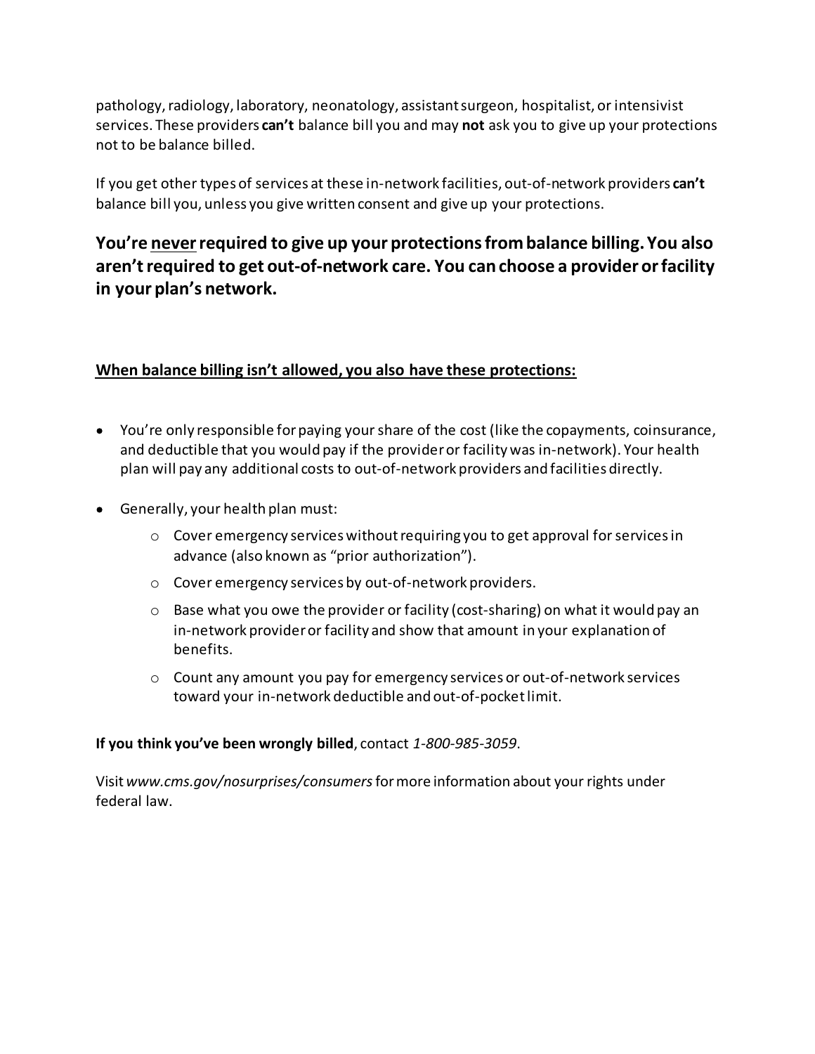pathology, radiology, laboratory, neonatology, assistant surgeon, hospitalist, or intensivist services. These providers **can't** balance bill you and may **not** ask you to give up your protections not to be balance billed.

If you get other types of services at these in-network facilities, out-of-network providers **can't** balance bill you, unless you give written consent and give up your protections.

## You're <u>never</u> required to give up your protections from balance billing. You also aren't required to get out-of-network care. You can choose a provider or facility in your plan's network.

**<u>When balance billing isn't allowed, you also have these protections:</u>**

- You're only responsible for paying your share of the cost (like the copayments, coinsurance, and deductible that you would pay if the provider or facility was in-network). Your health plan will pay any additional costs to out-of-network providers and facilities directly.
- Generally, your health plan must:
  - Cover emergency services without requiring you to get approval for services in advance (also known as "prior authorization").
  - Cover emergency services by out-of-network providers.
  - Base what you owe the provider or facility (cost-sharing) on what it would pay an in-network provider or facility and show that amount in your explanation of benefits.
  - Count any amount you pay for emergency services or out-of-network services toward your in-network deductible and out-of-pocket limit.

**If you think you've been wrongly billed**, contact *1-800-985-3059*.

Visit *www.cms.gov/nosurprises/consumers* for more information about your rights under federal law.